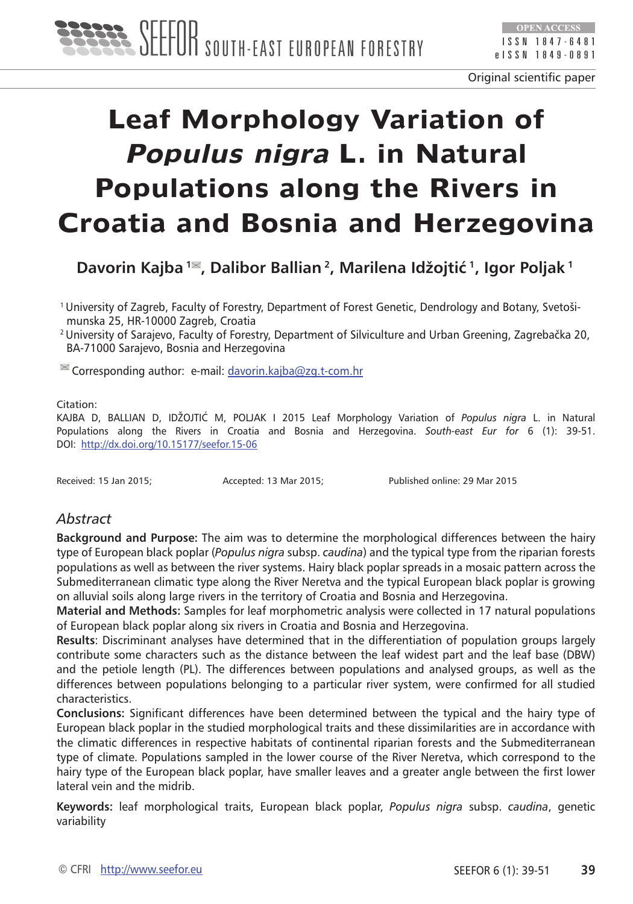Original scientific paper

# Leaf Morphology Variation of *Populus nigra* L. in Natural Populations along the Rivers in Croatia and Bosnia and Herzegovina

**Davorin Kajba [1], Dalibor Ballian [2], Marilena Idžojtić [1], Igor Poljak [1]**

[1] University of Zagreb, Faculty of Forestry, Department of Forest Genetic, Dendrology and Botany, Svetošimunska 25, HR-10000 Zagreb, Croatia

[2] University of Sarajevo, Faculty of Forestry, Department of Silviculture and Urban Greening, Zagrebačka 20, BA-71000 Sarajevo, Bosnia and Herzegovina

Corresponding author: e-mail: davorin.kajba@zg.t-com.hr

Citation:
KAJBA D, BALLIAN D, IDŽOJTIĆ M, POLJAK I 2015 Leaf Morphology Variation of *Populus nigra* L. in Natural Populations along the Rivers in Croatia and Bosnia and Herzegovina. *South-east Eur for* 6 (1): 39-51. DOI: http://dx.doi.org/10.15177/seefor.15-06

Received: 15 Jan 2015; Accepted: 13 Mar 2015; Published online: 29 Mar 2015

## Abstract

**Background and Purpose:** The aim was to determine the morphological differences between the hairy type of European black poplar (*Populus nigra* subsp. *caudina*) and the typical type from the riparian forests populations as well as between the river systems. Hairy black poplar spreads in a mosaic pattern across the Submediterranean climatic type along the River Neretva and the typical European black poplar is growing on alluvial soils along large rivers in the territory of Croatia and Bosnia and Herzegovina.

**Material and Methods:** Samples for leaf morphometric analysis were collected in 17 natural populations of European black poplar along six rivers in Croatia and Bosnia and Herzegovina.

**Results**: Discriminant analyses have determined that in the differentiation of population groups largely contribute some characters such as the distance between the leaf widest part and the leaf base (DBW) and the petiole length (PL). The differences between populations and analysed groups, as well as the differences between populations belonging to a particular river system, were confirmed for all studied characteristics.

**Conclusions:** Significant differences have been determined between the typical and the hairy type of European black poplar in the studied morphological traits and these dissimilarities are in accordance with the climatic differences in respective habitats of continental riparian forests and the Submediterranean type of climate. Populations sampled in the lower course of the River Neretva, which correspond to the hairy type of the European black poplar, have smaller leaves and a greater angle between the first lower lateral vein and the midrib.

**Keywords:** leaf morphological traits, European black poplar, *Populus nigra* subsp. *caudina*, genetic variability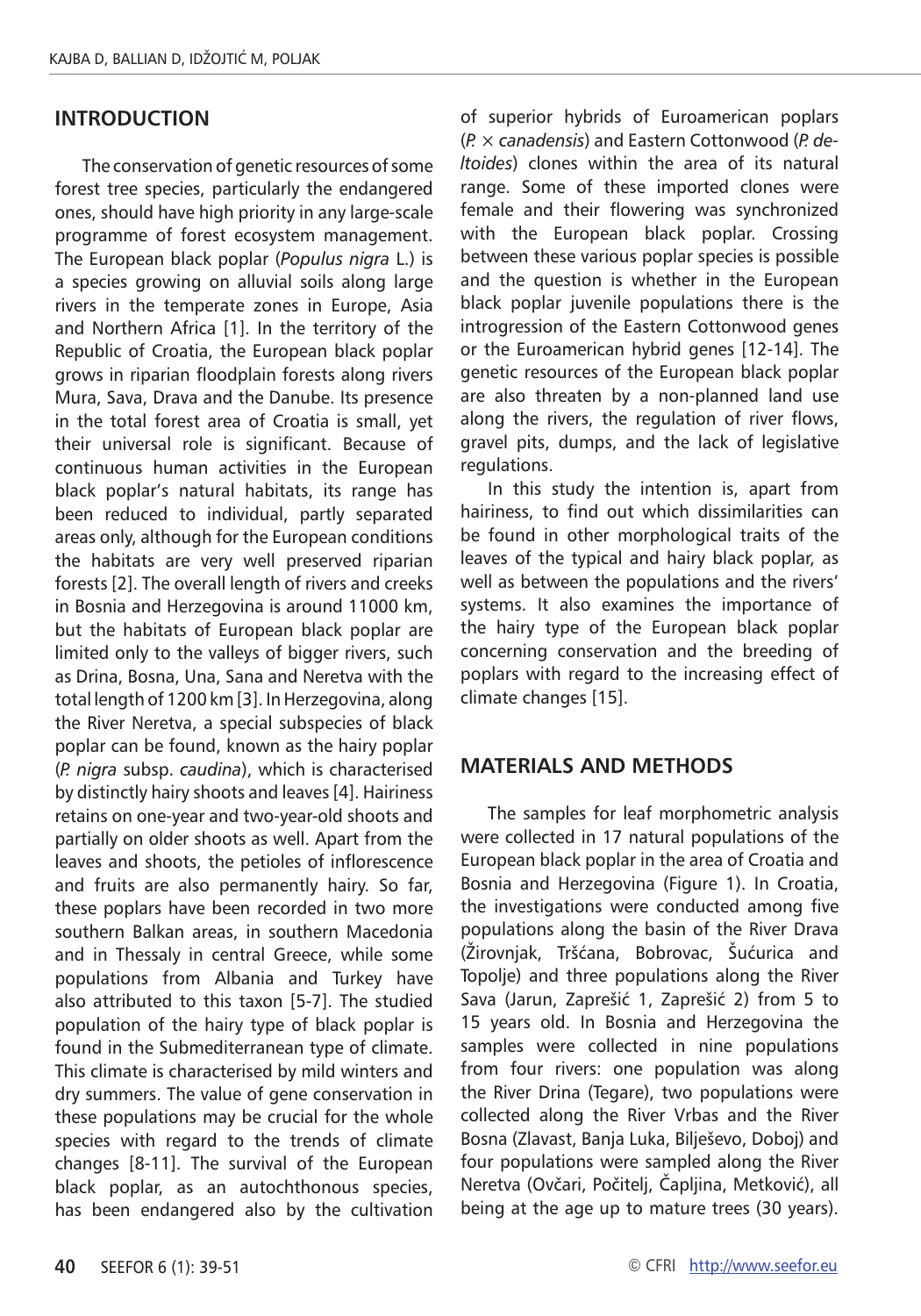## INTRODUCTION

The conservation of genetic resources of some forest tree species, particularly the endangered ones, should have high priority in any large-scale programme of forest ecosystem management. The European black poplar (*Populus nigra* L.) is a species growing on alluvial soils along large rivers in the temperate zones in Europe, Asia and Northern Africa [1]. In the territory of the Republic of Croatia, the European black poplar grows in riparian floodplain forests along rivers Mura, Sava, Drava and the Danube. Its presence in the total forest area of Croatia is small, yet their universal role is significant. Because of continuous human activities in the European black poplar's natural habitats, its range has been reduced to individual, partly separated areas only, although for the European conditions the habitats are very well preserved riparian forests [2]. The overall length of rivers and creeks in Bosnia and Herzegovina is around 11000 km, but the habitats of European black poplar are limited only to the valleys of bigger rivers, such as Drina, Bosna, Una, Sana and Neretva with the total length of 1200 km [3]. In Herzegovina, along the River Neretva, a special subspecies of black poplar can be found, known as the hairy poplar (*P. nigra* subsp. *caudina*), which is characterised by distinctly hairy shoots and leaves [4]. Hairiness retains on one-year and two-year-old shoots and partially on older shoots as well. Apart from the leaves and shoots, the petioles of inflorescence and fruits are also permanently hairy. So far, these poplars have been recorded in two more southern Balkan areas, in southern Macedonia and in Thessaly in central Greece, while some populations from Albania and Turkey have also attributed to this taxon [5-7]. The studied population of the hairy type of black poplar is found in the Submediterranean type of climate. This climate is characterised by mild winters and dry summers. The value of gene conservation in these populations may be crucial for the whole species with regard to the trends of climate changes [8-11]. The survival of the European black poplar, as an autochthonous species, has been endangered also by the cultivation of superior hybrids of Euroamerican poplars (*P.* × *canadensis*) and Eastern Cottonwood (*P. deltoides*) clones within the area of its natural range. Some of these imported clones were female and their flowering was synchronized with the European black poplar. Crossing between these various poplar species is possible and the question is whether in the European black poplar juvenile populations there is the introgression of the Eastern Cottonwood genes or the Euroamerican hybrid genes [12-14]. The genetic resources of the European black poplar are also threaten by a non-planned land use along the rivers, the regulation of river flows, gravel pits, dumps, and the lack of legislative regulations.

In this study the intention is, apart from hairiness, to find out which dissimilarities can be found in other morphological traits of the leaves of the typical and hairy black poplar, as well as between the populations and the rivers' systems. It also examines the importance of the hairy type of the European black poplar concerning conservation and the breeding of poplars with regard to the increasing effect of climate changes [15].

## MATERIALS AND METHODS

The samples for leaf morphometric analysis were collected in 17 natural populations of the European black poplar in the area of Croatia and Bosnia and Herzegovina (Figure 1). In Croatia, the investigations were conducted among five populations along the basin of the River Drava (Žirovnjak, Tršćana, Bobrovac, Šućurica and Topolje) and three populations along the River Sava (Jarun, Zaprešić 1, Zaprešić 2) from 5 to 15 years old. In Bosnia and Herzegovina the samples were collected in nine populations from four rivers: one population was along the River Drina (Tegare), two populations were collected along the River Vrbas and the River Bosna (Zlavast, Banja Luka, Bilješevo, Doboj) and four populations were sampled along the River Neretva (Ovčari, Počitelj, Čapljina, Metković), all being at the age up to mature trees (30 years).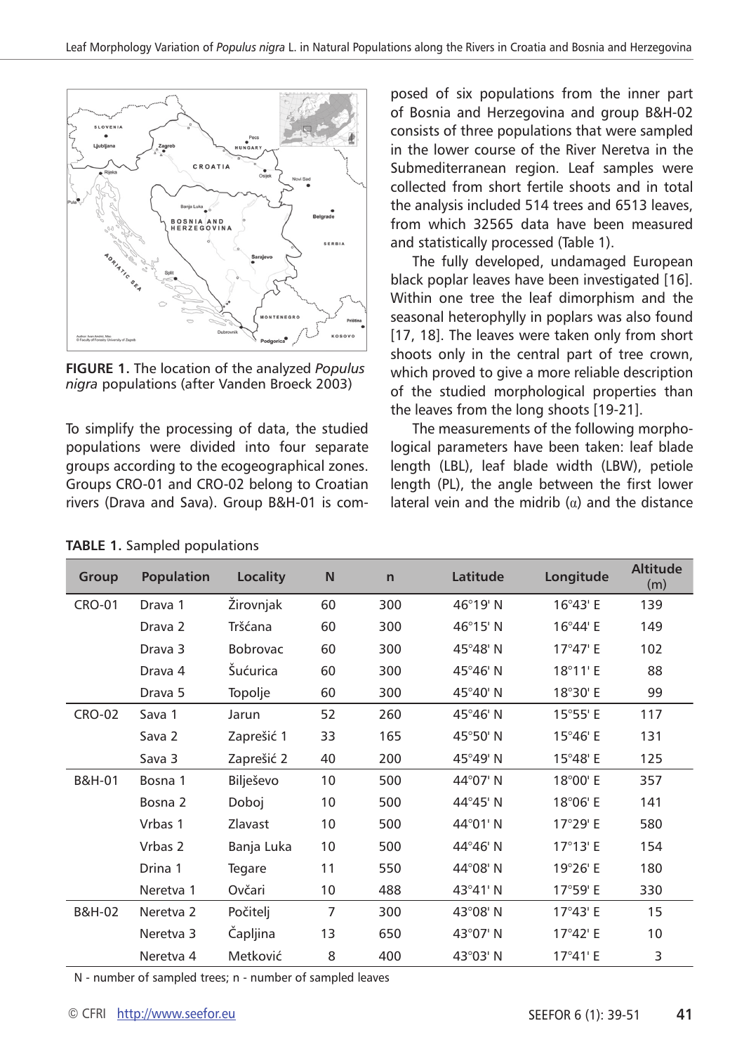FIGURE 1. The location of the analyzed *Populus nigra* populations (after Vanden Broeck 2003)

To simplify the processing of data, the studied populations were divided into four separate groups according to the ecogeographical zones. Groups CRO-01 and CRO-02 belong to Croatian rivers (Drava and Sava). Group B&H-01 is composed of six populations from the inner part of Bosnia and Herzegovina and group B&H-02 consists of three populations that were sampled in the lower course of the River Neretva in the Submediterranean region. Leaf samples were collected from short fertile shoots and in total the analysis included 514 trees and 6513 leaves, from which 32565 data have been measured and statistically processed (Table 1).

The fully developed, undamaged European black poplar leaves have been investigated [16]. Within one tree the leaf dimorphism and the seasonal heterophylly in poplars was also found [17, 18]. The leaves were taken only from short shoots only in the central part of tree crown, which proved to give a more reliable description of the studied morphological properties than the leaves from the long shoots [19-21].

The measurements of the following morphological parameters have been taken: leaf blade length (LBL), leaf blade width (LBW), petiole length (PL), the angle between the first lower lateral vein and the midrib (α) and the distance

**TABLE 1.** Sampled populations

| Group | Population | Locality | N | n | Latitude | Longitude | Altitude (m) |
|---|---|---|---|---|---|---|---|
| CRO-01 | Drava 1 | Žirovnjak | 60 | 300 | 46°19' N | 16°43' E | 139 |
| | Drava 2 |Teščana | 60 | 300 | 46°15' N | 16°44' E | 149 |
| | Drava 3 | Bobrovac | 60 | 300 | 45°48' N | 17°47' E | 102 |
| | Drava 4 | Šućurica | 60 | 300 | 45°46' N | 18°11' E | 88 |
| | Drava 5 | Topolje | 60 | 300 | 45°40' N | 18°30' E | 99 |
| CRO-02 | Sava 1 | Jarun | 52 | 260 | 45°46' N | 15°55' E | 117 |
| | Sava 2 | Zaprešić 1 | 33 | 165 | 45°50' N | 15°46' E | 131 |
| | Sava 3 | Zaprešić 2 | 40 | 200 | 45°49' N | 15°48' E | 125 |
| B&H-01 | Bosna 1 | Bilješevo | 10 | 500 | 44°07' N | 18°00' E | 357 |
| | Bosna 2 | Doboj | 10 | 500 | 44°45' N | 18°06' E | 141 |
| | Vrbas 1 | Zlavast | 10 | 500 | 44°01' N | 17°29' E | 580 |
| | Vrbas 2 | Banja Luka | 10 | 500 | 44°46' N | 17°13' E | 154 |
| | Drina 1 | Tegare | 11 | 550 | 44°08' N | 19°26' E | 180 |
| | Neretva 1 | Ovčari | 10 | 488 | 43°41' N | 17°59' E | 330 |
| B&H-02 | Neretva 2 | Počitelj | 7 | 300 | 43°08' N | 17°43' E | 15 |
| | Neretva 3 | Čapljina | 13 | 650 | 43°07' N | 17°42' E | 10 |
| | Neretva 4 | Metković | 8 | 400 | 43°03' N | 17°41' E | 3 |

N - number of sampled trees; n - number of sampled leaves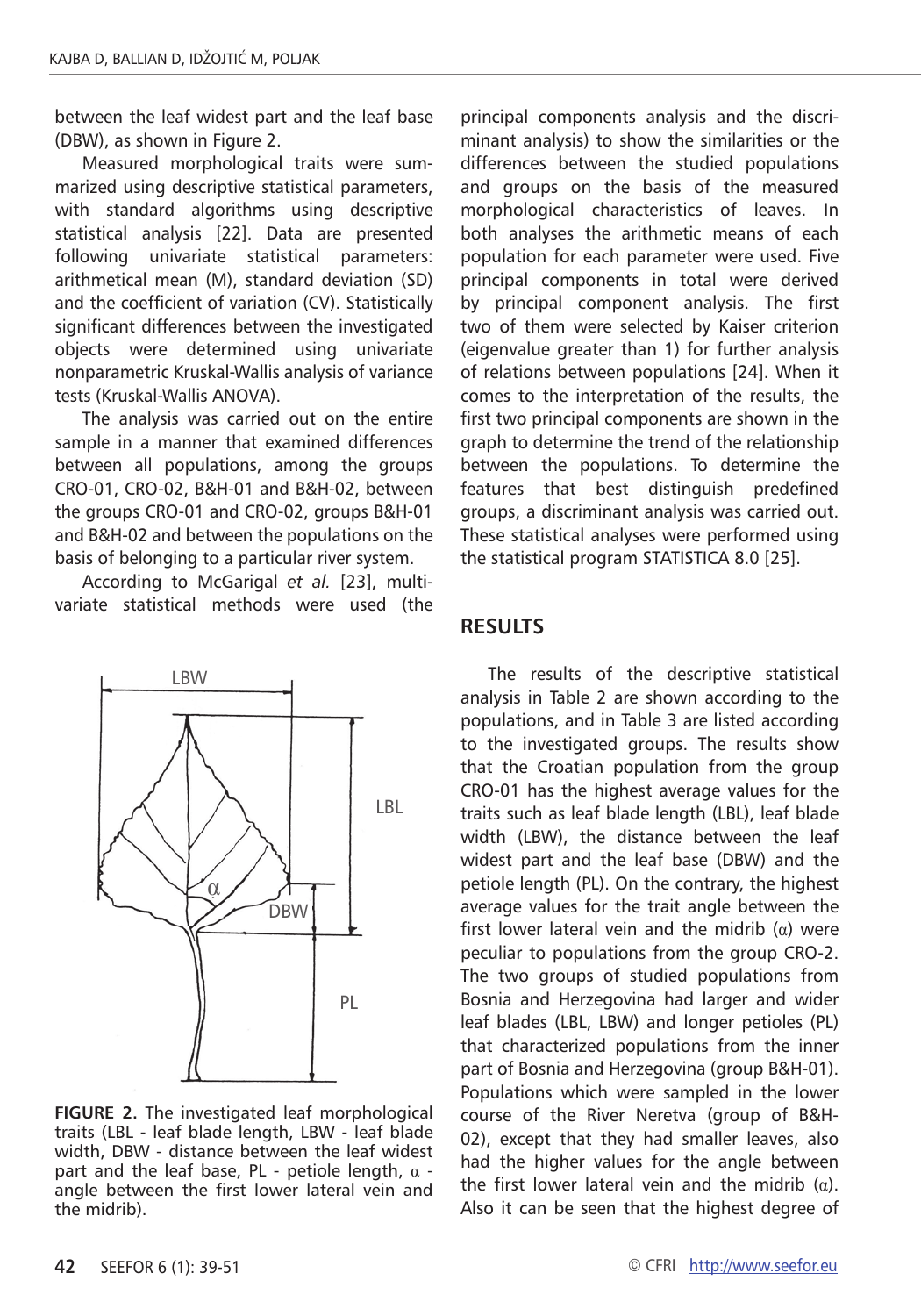between the leaf widest part and the leaf base (DBW), as shown in Figure 2.

Measured morphological traits were summarized using descriptive statistical parameters, with standard algorithms using descriptive statistical analysis [22]. Data are presented following univariate statistical parameters: arithmetical mean (M), standard deviation (SD) and the coefficient of variation (CV). Statistically significant differences between the investigated objects were determined using univariate nonparametric Kruskal-Wallis analysis of variance tests (Kruskal-Wallis ANOVA).

The analysis was carried out on the entire sample in a manner that examined differences between all populations, among the groups CRO-01, CRO-02, B&H-01 and B&H-02, between the groups CRO-01 and CRO-02, groups B&H-01 and B&H-02 and between the populations on the basis of belonging to a particular river system.

According to McGarigal *et al.* [23], multivariate statistical methods were used (the principal components analysis and the discriminant analysis) to show the similarities or the differences between the studied populations and groups on the basis of the measured morphological characteristics of leaves. In both analyses the arithmetic means of each population for each parameter were used. Five principal components in total were derived by principal component analysis. The first two of them were selected by Kaiser criterion (eigenvalue greater than 1) for further analysis of relations between populations [24]. When it comes to the interpretation of the results, the first two principal components are shown in the graph to determine the trend of the relationship between the populations. To determine the features that best distinguish predefined groups, a discriminant analysis was carried out. These statistical analyses were performed using the statistical program STATISTICA 8.0 [25].

**FIGURE 2.** The investigated leaf morphological traits (LBL - leaf blade length, LBW - leaf blade width, DBW - distance between the leaf widest part and the leaf base, PL - petiole length, $\alpha$ - angle between the first lower lateral vein and the midrib).

## RESULTS

The results of the descriptive statistical analysis in Table 2 are shown according to the populations, and in Table 3 are listed according to the investigated groups. The results show that the Croatian population from the group CRO-01 has the highest average values for the traits such as leaf blade length (LBL), leaf blade width (LBW), the distance between the leaf widest part and the leaf base (DBW) and the petiole length (PL). On the contrary, the highest average values for the trait angle between the first lower lateral vein and the midrib ($\alpha$) were peculiar to populations from the group CRO-2. The two groups of studied populations from Bosnia and Herzegovina had larger and wider leaf blades (LBL, LBW) and longer petioles (PL) that characterized populations from the inner part of Bosnia and Herzegovina (group B&H-01). Populations which were sampled in the lower course of the River Neretva (group of B&H-02), except that they had smaller leaves, also had the higher values for the angle between the first lower lateral vein and the midrib ($\alpha$). Also it can be seen that the highest degree of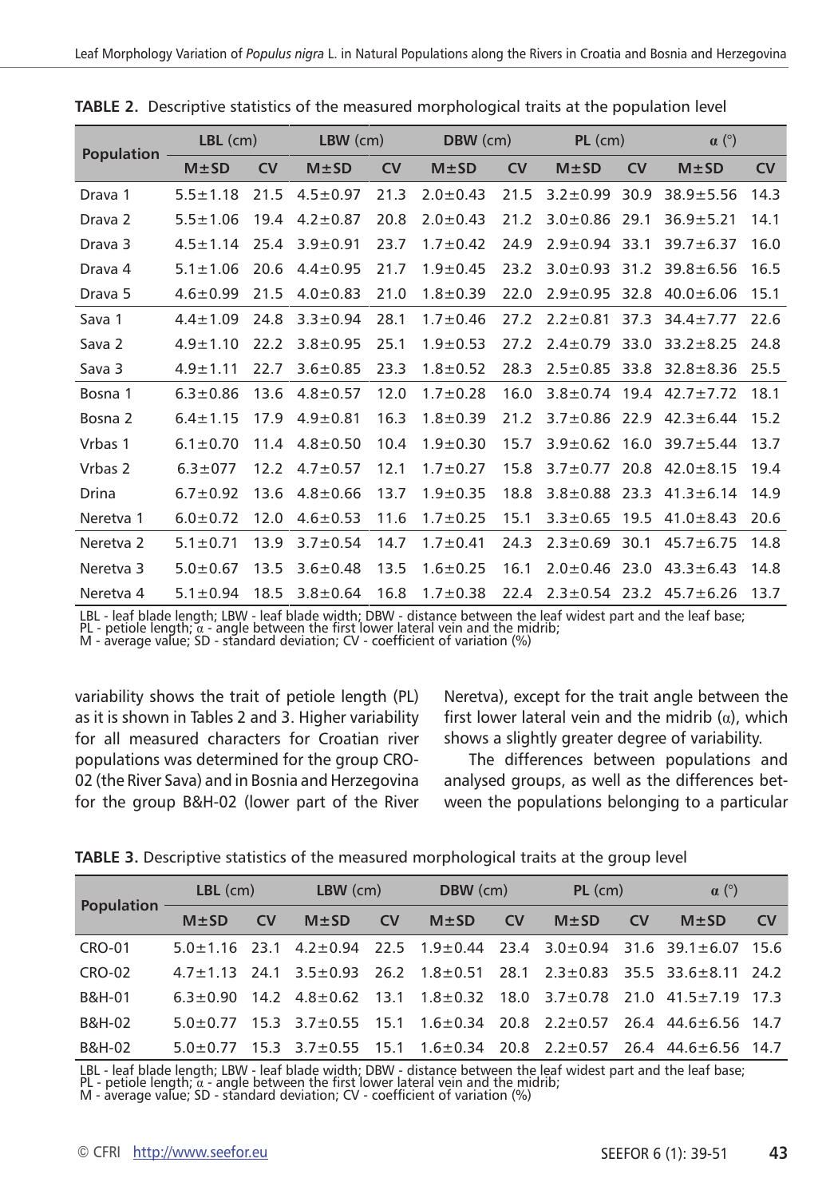**TABLE 2.** Descriptive statistics of the measured morphological traits at the population level

| Population | LBL (cm) | | LBW (cm) | | DBW (cm) | | PL (cm) | | α (°) | |
|---|---|---|---|---|---|---|---|---|---|---|
| | M±SD | CV | M±SD | CV | M±SD | CV | M±SD | CV | M±SD | CV |
| Drava 1 | 5.5±1.18 | 21.5 | 4.5±0.97 | 21.3 | 2.0±0.43 | 21.5 | 3.2±0.99 | 30.9 | 38.9±5.56 | 14.3 |
| Drava 2 | 5.5±1.06 | 19.4 | 4.2±0.87 | 20.8 | 2.0±0.43 | 21.2 | 3.0±0.86 | 29.1 | 36.9±5.21 | 14.1 |
| Drava 3 | 4.5±1.14 | 25.4 | 3.9±0.91 | 23.7 | 1.7±0.42 | 24.9 | 2.9±0.94 | 33.1 | 39.7±6.37 | 16.0 |
| Drava 4 | 5.1±1.06 | 20.6 | 4.4±0.95 | 21.7 | 1.9±0.45 | 23.2 | 3.0±0.93 | 31.2 | 39.8±6.56 | 16.5 |
| Drava 5 | 4.6±0.99 | 21.5 | 4.0±0.83 | 21.0 | 1.8±0.39 | 22.0 | 2.9±0.95 | 32.8 | 40.0±6.06 | 15.1 |
| Sava 1 | 4.4±1.09 | 24.8 | 3.3±0.94 | 28.1 | 1.7±0.46 | 27.2 | 2.2±0.81 | 37.3 | 34.4±7.77 | 22.6 |
| Sava 2 | 4.9±1.10 | 22.2 | 3.8±0.95 | 25.1 | 1.9±0.53 | 27.2 | 2.4±0.79 | 33.0 | 33.2±8.25 | 24.8 |
| Sava 3 | 4.9±1.11 | 22.7 | 3.6±0.85 | 23.3 | 1.8±0.52 | 28.3 | 2.5±0.85 | 33.8 | 32.8±8.36 | 25.5 |
| Bosna 1 | 6.3±0.86 | 13.6 | 4.8±0.57 | 12.0 | 1.7±0.28 | 16.0 | 3.8±0.74 | 19.4 | 42.7±7.72 | 18.1 |
| Bosna 2 | 6.4±1.15 | 17.9 | 4.9±0.81 | 16.3 | 1.8±0.39 | 21.2 | 3.7±0.86 | 22.9 | 42.3±6.44 | 15.2 |
| Vrbas 1 | 6.1±0.70 | 11.4 | 4.8±0.50 | 10.4 | 1.9±0.30 | 15.7 | 3.9±0.62 | 16.0 | 39.7±5.44 | 13.7 |
| Vrbas 2 | 6.3±077 | 12.2 | 4.7±0.57 | 12.1 | 1.7±0.27 | 15.8 | 3.7±0.77 | 20.8 | 42.0±8.15 | 19.4 |
| Drina | 6.7±0.92 | 13.6 | 4.8±0.66 | 13.7 | 1.9±0.35 | 18.8 | 3.8±0.88 | 23.3 | 41.3±6.14 | 14.9 |
| Neretva 1 | 6.0±0.72 | 12.0 | 4.6±0.53 | 11.6 | 1.7±0.25 | 15.1 | 3.3±0.65 | 19.5 | 41.0±8.43 | 20.6 |
| Neretva 2 | 5.1±0.71 | 13.9 | 3.7±0.54 | 14.7 | 1.7±0.41 | 24.3 | 2.3±0.69 | 30.1 | 45.7±6.75 | 14.8 |
| Neretva 3 | 5.0±0.67 | 13.5 | 3.6±0.48 | 13.5 | 1.6±0.25 | 16.1 | 2.0±0.46 | 23.0 | 43.3±6.43 | 14.8 |
| Neretva 4 | 5.1±0.94 | 18.5 | 3.8±0.64 | 16.8 | 1.7±0.38 | 22.4 | 2.3±0.54 | 23.2 | 45.7±6.26 | 13.7 |

LBL - leaf blade length; LBW - leaf blade width; DBW - distance between the leaf widest part and the leaf base; PL - petiole length; α - angle between the first lower lateral vein and the midrib; M - average value; SD - standard deviation; CV - coefficient of variation (%)

variability shows the trait of petiole length (PL) as it is shown in Tables 2 and 3. Higher variability for all measured characters for Croatian river populations was determined for the group CRO-02 (the River Sava) and in Bosnia and Herzegovina for the group B&H-02 (lower part of the River Neretva), except for the trait angle between the first lower lateral vein and the midrib (α), which shows a slightly greater degree of variability.

The differences between populations and analysed groups, as well as the differences between the populations belonging to a particular

**TABLE 3.** Descriptive statistics of the measured morphological traits at the group level

| Population | LBL (cm) | | LBW (cm) | | DBW (cm) | | PL (cm) | | α (°) | |
|---|---|---|---|---|---|---|---|---|---|---|
| | M±SD | CV | M±SD | CV | M±SD | CV | M±SD | CV | M±SD | CV |
| CRO-01 | 5.0±1.16 | 23.1 | 4.2±0.94 | 22.5 | 1.9±0.44 | 23.4 | 3.0±0.94 | 31.6 | 39.1±6.07 | 15.6 |
| CRO-02 | 4.7±1.13 | 24.1 | 3.5±0.93 | 26.2 | 1.8±0.51 | 28.1 | 2.3±0.83 | 35.5 | 33.6±8.11 | 24.2 |
| B&H-01 | 6.3±0.90 | 14.2 | 4.8±0.62 | 13.1 | 1.8±0.32 | 18.0 | 3.7±0.78 | 21.0 | 41.5±7.19 | 17.3 |
| B&H-02 | 5.0±0.77 | 15.3 | 3.7±0.55 | 15.1 | 1.6±0.34 | 20.8 | 2.2±0.57 | 26.4 | 44.6±6.56 | 14.7 |
| B&H-02 | 5.0±0.77 | 15.3 | 3.7±0.55 | 15.1 | 1.6±0.34 | 20.8 | 2.2±0.57 | 26.4 | 44.6±6.56 | 14.7 |

LBL - leaf blade length; LBW - leaf blade width; DBW - distance between the leaf widest part and the leaf base; PL - petiole length; α - angle between the first lower lateral vein and the midrib; M - average value; SD - standard deviation; CV - coefficient of variation (%)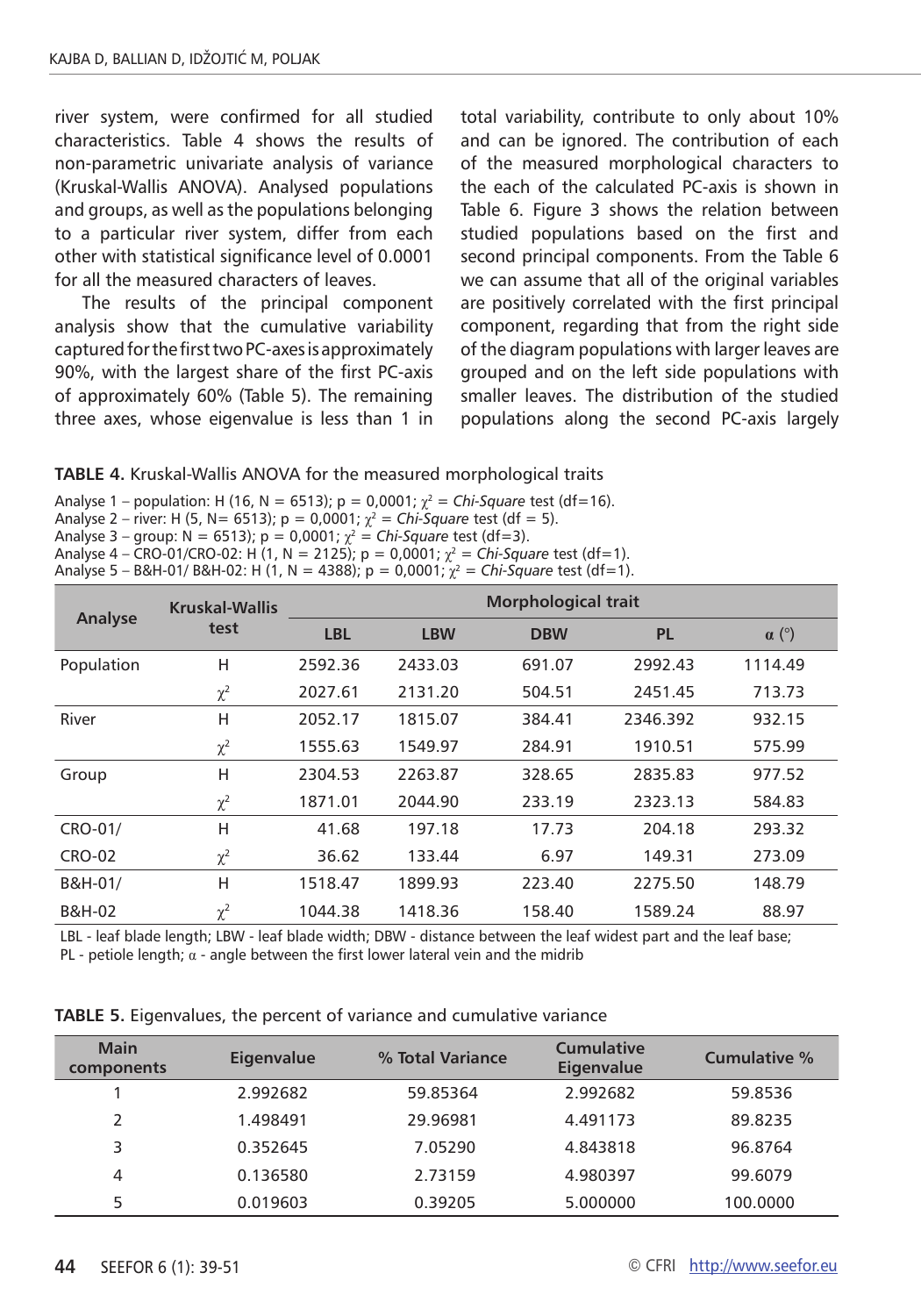river system, were confirmed for all studied characteristics. Table 4 shows the results of non-parametric univariate analysis of variance (Kruskal-Wallis ANOVA). Analysed populations and groups, as well as the populations belonging to a particular river system, differ from each other with statistical significance level of 0.0001 for all the measured characters of leaves.

The results of the principal component analysis show that the cumulative variability captured for the first two PC-axes is approximately 90%, with the largest share of the first PC-axis of approximately 60% (Table 5). The remaining three axes, whose eigenvalue is less than 1 in total variability, contribute to only about 10% and can be ignored. The contribution of each of the measured morphological characters to the each of the calculated PC-axis is shown in Table 6. Figure 3 shows the relation between studied populations based on the first and second principal components. From the Table 6 we can assume that all of the original variables are positively correlated with the first principal component, regarding that from the right side of the diagram populations with larger leaves are grouped and on the left side populations with smaller leaves. The distribution of the studied populations along the second PC-axis largely

**TABLE 4.** Kruskal-Wallis ANOVA for the measured morphological traits

Analyse 1 – population: H (16, N = 6513); p = 0,0001; $\chi^2$ = *Chi-Square* test (df=16).
Analyse 2 – river: H (5, N= 6513); p = 0,0001; $\chi^2$ = *Chi-Square* test (df = 5).
Analyse 3 – group: N = 6513); p = 0,0001; $\chi^2$ = *Chi-Square* test (df=3).
Analyse 4 – CRO-01/CRO-02: H (1, N = 2125); p = 0,0001; $\chi^2$ = *Chi-Square* test (df=1).
Analyse 5 – B&H-01/ B&H-02: H (1, N = 4388); p = 0,0001; $\chi^2$ = *Chi-Square* test (df=1).

| Analyse | Kruskal-Wallis test | Morphological trait | | | | |
|---|---|---|---|---|---|---|
| | | LBL | LBW | DBW | PL | α (°) |
| Population | H | 2592.36 | 2433.03 | 691.07 | 2992.43 | 1114.49 |
| | $\chi^2$ | 2027.61 | 2131.20 | 504.51 | 2451.45 | 713.73 |
| River | H | 2052.17 | 1815.07 | 384.41 | 2346.392 | 932.15 |
| | $\chi^2$ | 1555.63 | 1549.97 | 284.91 | 1910.51 | 575.99 |
| Group | H | 2304.53 | 2263.87 | 328.65 | 2835.83 | 977.52 |
| | $\chi^2$ | 1871.01 | 2044.90 | 233.19 | 2323.13 | 584.83 |
| CRO-01/ | H | 41.68 | 197.18 | 17.73 | 204.18 | 293.32 |
| CRO-02 | $\chi^2$ | 36.62 | 133.44 | 6.97 | 149.31 | 273.09 |
| B&H-01/ | H | 1518.47 | 1899.93 | 223.40 | 2275.50 | 148.79 |
| B&H-02 | $\chi^2$ | 1044.38 | 1418.36 | 158.40 | 1589.24 | 88.97 |

LBL - leaf blade length; LBW - leaf blade width; DBW - distance between the leaf widest part and the leaf base; PL - petiole length; α - angle between the first lower lateral vein and the midrib

**TABLE 5.** Eigenvalues, the percent of variance and cumulative variance

| Main components | Eigenvalue | % Total Variance | Cumulative Eigenvalue | Cumulative % |
|---|---|---|---|---|
| 1 | 2.992682 | 59.85364 | 2.992682 | 59.8536 |
| 2 | 1.498491 | 29.96981 | 4.491173 | 89.8235 |
| 3 | 0.352645 | 7.05290 | 4.843818 | 96.8764 |
| 4 | 0.136580 | 2.73159 | 4.980397 | 99.6079 |
| 5 | 0.019603 | 0.39205 | 5.000000 | 100.0000 |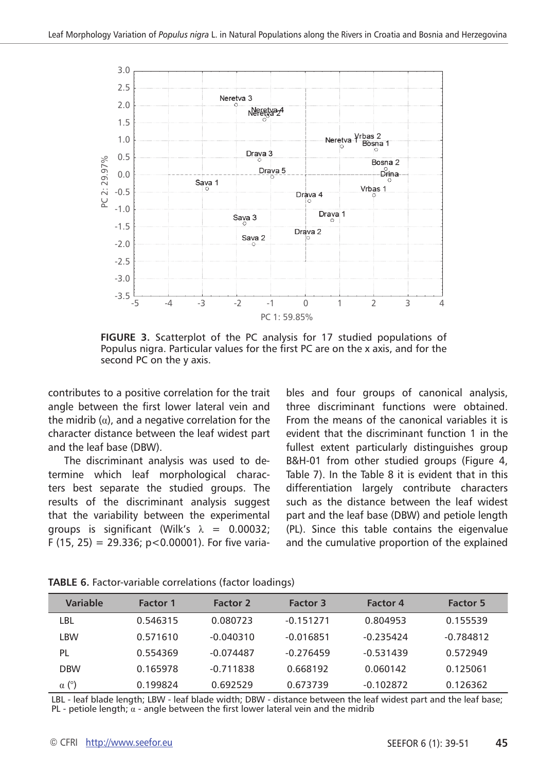FIGURE 3. Scatterplot of the PC analysis for 17 studied populations of Populus nigra. Particular values for the first PC are on the x axis, and for the second PC on the y axis.

contributes to a positive correlation for the trait angle between the first lower lateral vein and the midrib (α), and a negative correlation for the character distance between the leaf widest part and the leaf base (DBW).

The discriminant analysis was used to determine which leaf morphological characters best separate the studied groups. The results of the discriminant analysis suggest that the variability between the experimental groups is significant (Wilk's $\lambda$ = 0.00032; $F_{(15, 25)}$ = 29.336; $p<0.00001$). For five variables and four groups of canonical analysis, three discriminant functions were obtained. From the means of the canonical variables it is evident that the discriminant function 1 in the fullest extent particularly distinguishes group B&H-01 from other studied groups (Figure 4, Table 7). In the Table 8 it is evident that in this differentiation largely contribute characters such as the distance between the leaf widest part and the leaf base (DBW) and petiole length (PL). Since this table contains the eigenvalue and the cumulative proportion of the explained

**TABLE 6.** Factor-variable correlations (factor loadings)

| Variable | Factor 1 | Factor 2 | Factor 3 | Factor 4 | Factor 5 |
|---|---|---|---|---|---|
| LBL | 0.546315 | 0.080723 | -0.151271 | 0.804953 | 0.155539 |
| LBW | 0.571610 | -0.040310 | -0.016851 | -0.235424 | -0.784812 |
| PL | 0.554369 | -0.074487 | -0.276459 | -0.531439 | 0.572949 |
| DBW | 0.165978 | -0.711838 | 0.668192 | 0.060142 | 0.125061 |
| α (°) | 0.199824 | 0.692529 | 0.673739 | -0.102872 | 0.126362 |

LBL - leaf blade length; LBW - leaf blade width; DBW - distance between the leaf widest part and the leaf base; PL - petiole length; α - angle between the first lower lateral vein and the midrib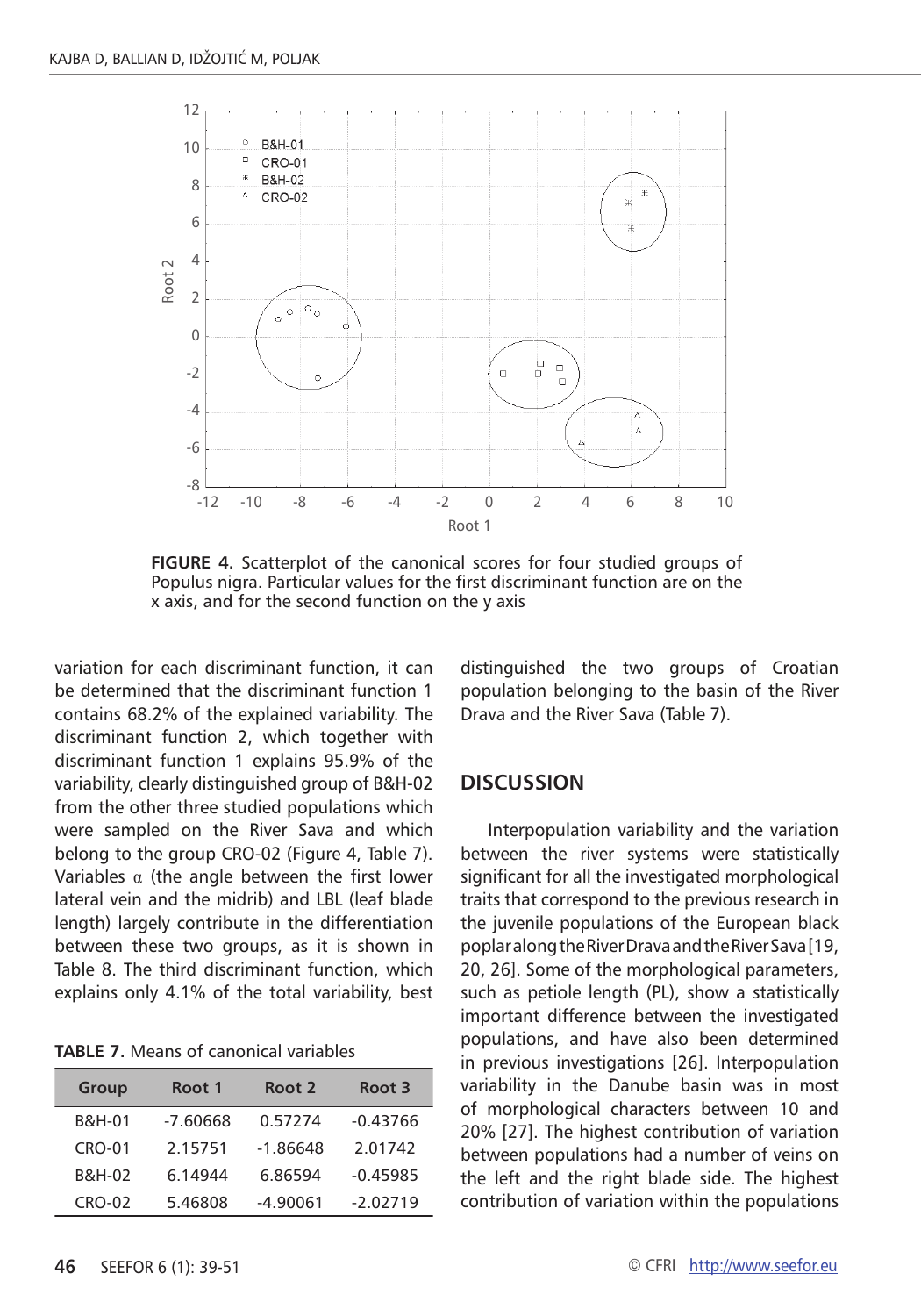**FIGURE 4.** Scatterplot of the canonical scores for four studied groups of Populus nigra. Particular values for the first discriminant function are on the x axis, and for the second function on the y axis

variation for each discriminant function, it can be determined that the discriminant function 1 contains 68.2% of the explained variability. The discriminant function 2, which together with discriminant function 1 explains 95.9% of the variability, clearly distinguished group of B&H-02 from the other three studied populations which were sampled on the River Sava and which belong to the group CRO-02 (Figure 4, Table 7). Variables α (the angle between the first lower lateral vein and the midrib) and LBL (leaf blade length) largely contribute in the differentiation between these two groups, as it is shown in Table 8. The third discriminant function, which explains only 4.1% of the total variability, best distinguished the two groups of Croatian population belonging to the basin of the River Drava and the River Sava (Table 7).

**TABLE 7.** Means of canonical variables

| Group | Root 1 | Root 2 | Root 3 |
|---|---|---|---|
| B&H-01 | -7.60668 | 0.57274 | -0.43766 |
| CRO-01 | 2.15751 | -1.86648 | 2.01742 |
| B&H-02 | 6.14944 | 6.86594 | -0.45985 |
| CRO-02 | 5.46808 | -4.90061 | -2.02719 |

## DISCUSSION

Interpopulation variability and the variation between the river systems were statistically significant for all the investigated morphological traits that correspond to the previous research in the juvenile populations of the European black poplar along the River Drava and the River Sava [19, 20, 26]. Some of the morphological parameters, such as petiole length (PL), show a statistically important difference between the investigated populations, and have also been determined in previous investigations [26]. Interpopulation variability in the Danube basin was in most of morphological characters between 10 and 20% [27]. The highest contribution of variation between populations had a number of veins on the left and the right blade side. The highest contribution of variation within the populations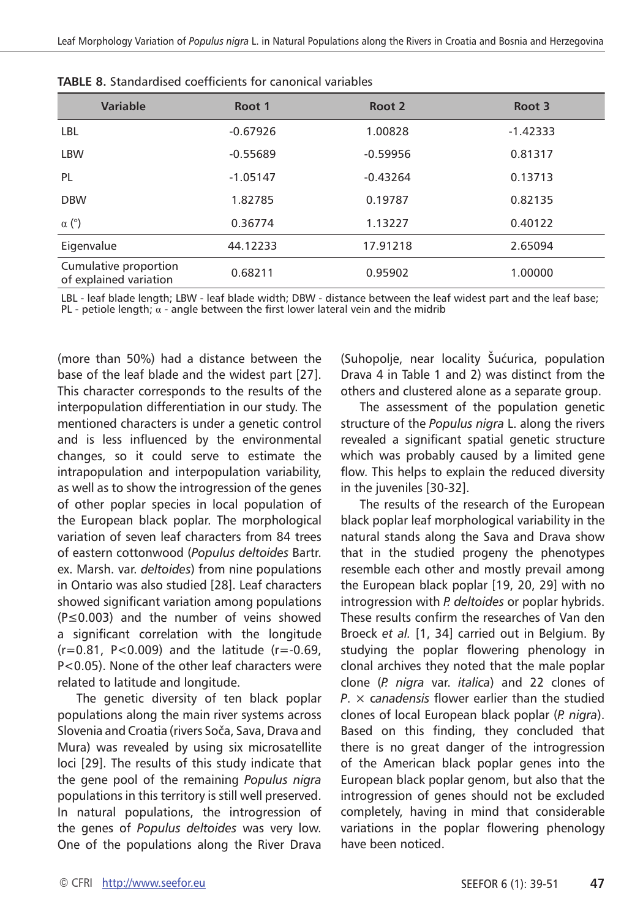**TABLE 8.** Standardised coefficients for canonical variables

| Variable | Root 1 | Root 2 | Root 3 |
|---|---|---|---|
| LBL | -0.67926 | 1.00828 | -1.42333 |
| LBW | -0.55689 | -0.59956 | 0.81317 |
| PL | -1.05147 | -0.43264 | 0.13713 |
| DBW | 1.82785 | 0.19787 | 0.82135 |
| $\alpha$ (°) | 0.36774 | 1.13227 | 0.40122 |
| Eigenvalue | 44.12233 | 17.91218 | 2.65094 |
| Cumulative proportion of explained variation | 0.68211 | 0.95902 | 1.00000 |

LBL - leaf blade length; LBW - leaf blade width; DBW - distance between the leaf widest part and the leaf base; PL - petiole length; $\alpha$ - angle between the first lower lateral vein and the midrib

(more than 50%) had a distance between the base of the leaf blade and the widest part [27]. This character corresponds to the results of the interpopulation differentiation in our study. The mentioned characters is under a genetic control and is less influenced by the environmental changes, so it could serve to estimate the intrapopulation and interpopulation variability, as well as to show the introgression of the genes of other poplar species in local population of the European black poplar. The morphological variation of seven leaf characters from 84 trees of eastern cottonwood (*Populus deltoides* Bartr. ex. Marsh. var. *deltoides*) from nine populations in Ontario was also studied [28]. Leaf characters showed significant variation among populations ($P \leq 0.003$) and the number of veins showed a significant correlation with the longitude ($r=0.81$, $P<0.009$) and the latitude ($r=-0.69$, $P<0.05$). None of the other leaf characters were related to latitude and longitude.

The genetic diversity of ten black poplar populations along the main river systems across Slovenia and Croatia (rivers Soča, Sava, Drava and Mura) was revealed by using six microsatellite loci [29]. The results of this study indicate that the gene pool of the remaining *Populus nigra* populations in this territory is still well preserved. In natural populations, the introgression of the genes of *Populus deltoides* was very low. One of the populations along the River Drava (Suhopolje, near locality Šućurica, population Drava 4 in Table 1 and 2) was distinct from the others and clustered alone as a separate group.

The assessment of the population genetic structure of the *Populus nigra* L. along the rivers revealed a significant spatial genetic structure which was probably caused by a limited gene flow. This helps to explain the reduced diversity in the juveniles [30-32].

The results of the research of the European black poplar leaf morphological variability in the natural stands along the Sava and Drava show that in the studied progeny the phenotypes resemble each other and mostly prevail among the European black poplar [19, 20, 29] with no introgression with *P. deltoides* or poplar hybrids. These results confirm the researches of Van den Broeck *et al.* [1, 34] carried out in Belgium. By studying the poplar flowering phenology in clonal archives they noted that the male poplar clone (*P. nigra* var. *italica*) and 22 clones of *P.* × *canadensis* flower earlier than the studied clones of local European black poplar (*P. nigra*). Based on this finding, they concluded that there is no great danger of the introgression of the American black poplar genes into the European black poplar genom, but also that the introgression of genes should not be excluded completely, having in mind that considerable variations in the poplar flowering phenology have been noticed.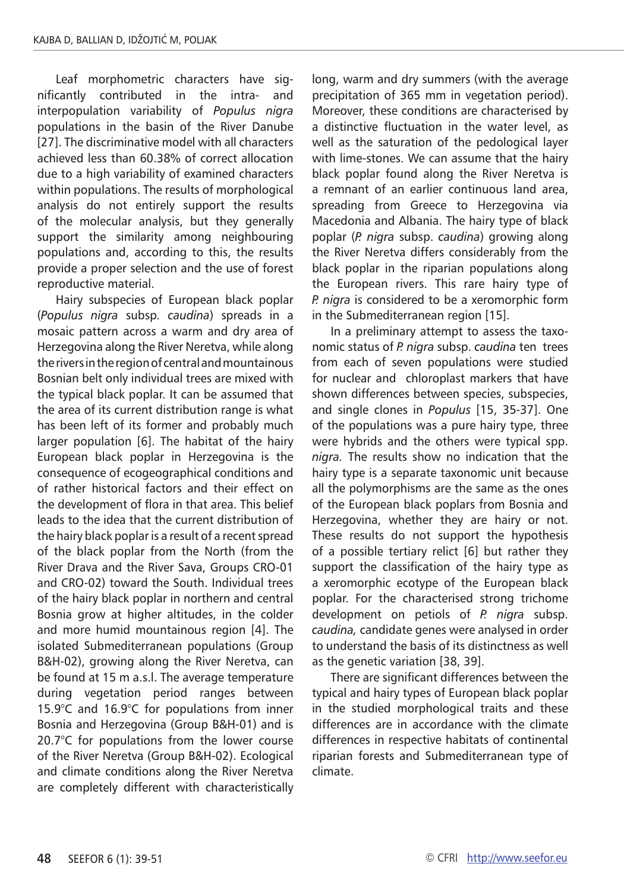Leaf morphometric characters have significantly contributed in the intra- and interpopulation variability of *Populus nigra* populations in the basin of the River Danube [27]. The discriminative model with all characters achieved less than 60.38% of correct allocation due to a high variability of examined characters within populations. The results of morphological analysis do not entirely support the results of the molecular analysis, but they generally support the similarity among neighbouring populations and, according to this, the results provide a proper selection and the use of forest reproductive material.

Hairy subspecies of European black poplar (*Populus nigra* subsp. *caudina*) spreads in a mosaic pattern across a warm and dry area of Herzegovina along the River Neretva, while along the rivers in the region of central and mountainous Bosnian belt only individual trees are mixed with the typical black poplar. It can be assumed that the area of its current distribution range is what has been left of its former and probably much larger population [6]. The habitat of the hairy European black poplar in Herzegovina is the consequence of ecogeographical conditions and of rather historical factors and their effect on the development of flora in that area. This belief leads to the idea that the current distribution of the hairy black poplar is a result of a recent spread of the black poplar from the North (from the River Drava and the River Sava, Groups CRO-01 and CRO-02) toward the South. Individual trees of the hairy black poplar in northern and central Bosnia grow at higher altitudes, in the colder and more humid mountainous region [4]. The isolated Submediterranean populations (Group B&H-02), growing along the River Neretva, can be found at 15 m a.s.l. The average temperature during vegetation period ranges between 15.9°C and 16.9°C for populations from inner Bosnia and Herzegovina (Group B&H-01) and is 20.7°C for populations from the lower course of the River Neretva (Group B&H-02). Ecological and climate conditions along the River Neretva are completely different with characteristically long, warm and dry summers (with the average precipitation of 365 mm in vegetation period). Moreover, these conditions are characterised by a distinctive fluctuation in the water level, as well as the saturation of the pedological layer with lime-stones. We can assume that the hairy black poplar found along the River Neretva is a remnant of an earlier continuous land area, spreading from Greece to Herzegovina via Macedonia and Albania. The hairy type of black poplar (*P. nigra* subsp. *caudina*) growing along the River Neretva differs considerably from the black poplar in the riparian populations along the European rivers. This rare hairy type of *P. nigra* is considered to be a xeromorphic form in the Submediterranean region [15].

In a preliminary attempt to assess the taxonomic status of *P. nigra* subsp. *caudina* ten trees from each of seven populations were studied for nuclear and chloroplast markers that have shown differences between species, subspecies, and single clones in *Populus* [15, 35-37]. One of the populations was a pure hairy type, three were hybrids and the others were typical spp. *nigra.* The results show no indication that the hairy type is a separate taxonomic unit because all the polymorphisms are the same as the ones of the European black poplars from Bosnia and Herzegovina, whether they are hairy or not. These results do not support the hypothesis of a possible tertiary relict [6] but rather they support the classification of the hairy type as a xeromorphic ecotype of the European black poplar. For the characterised strong trichome development on petiols of *P. nigra* subsp. *caudina,* candidate genes were analysed in order to understand the basis of its distinctness as well as the genetic variation [38, 39].

There are significant differences between the typical and hairy types of European black poplar in the studied morphological traits and these differences are in accordance with the climate differences in respective habitats of continental riparian forests and Submediterranean type of climate.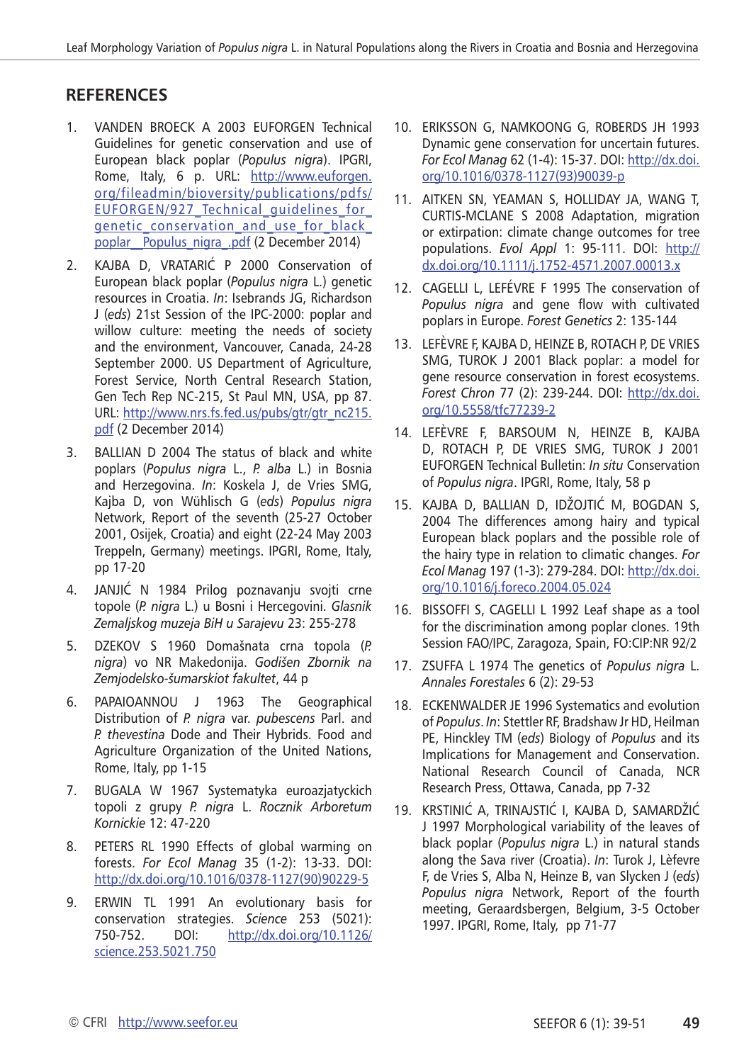## REFERENCES

1. VANDEN BROECK A 2003 EUFORGEN Technical Guidelines for genetic conservation and use of European black poplar (*Populus nigra*). IPGRI, Rome, Italy, 6 p. URL: http://www.euforgen.org/fileadmin/bioversity/publications/pdfs/EUFORGEN/927_Technical_guidelines_for_genetic_conservation_and_use_for_black_poplar__Populus_nigra_.pdf (2 December 2014)

2. KAJBA D, VRATARIĆ P 2000 Conservation of European black poplar (*Populus nigra* L.) genetic resources in Croatia. *In*: Isebrands JG, Richardson J (*eds*) 21st Session of the IPC-2000: poplar and willow culture: meeting the needs of society and the environment, Vancouver, Canada, 24-28 September 2000. US Department of Agriculture, Forest Service, North Central Research Station, Gen Tech Rep NC-215, St Paul MN, USA, pp 87. URL: http://www.nrs.fs.fed.us/pubs/gtr/gtr_nc215.pdf (2 December 2014)

3. BALLIAN D 2004 The status of black and white poplars (*Populus nigra* L., *P. alba* L.) in Bosnia and Herzegovina. *In*: Koskela J, de Vries SMG, Kajba D, von Wühlisch G (*eds*) *Populus nigra* Network, Report of the seventh (25-27 October 2001, Osijek, Croatia) and eight (22-24 May 2003 Treppeln, Germany) meetings. IPGRI, Rome, Italy, pp 17-20

4. JANJIĆ N 1984 Prilog poznavanju svojti crne topole (*P. nigra* L.) u Bosni i Hercegovini. *Glasnik Zemaljskog muzeja BiH u Sarajevu* 23: 255-278

5. DZEKOV S 1960 Domašnata crna topola (*P. nigra*) vo NR Makedonija. *Godišen Zbornik na Zemjodelsko-šumarskiot fakultet*, 44 p

6. PAPAIOANNOU J 1963 The Geographical Distribution of *P. nigra* var. *pubescens* Parl. and *P. thevestina* Dode and Their Hybrids. Food and Agriculture Organization of the United Nations, Rome, Italy, pp 1-15

7. BUGALA W 1967 Systematyka euroazjatyckich topoli z grupy *P. nigra* L. *Rocznik Arboretum Kornickie* 12: 47-220

8. PETERS RL 1990 Effects of global warming on forests. *For Ecol Manag* 35 (1-2): 13-33. DOI: http://dx.doi.org/10.1016/0378-1127(90)90229-5

9. ERWIN TL 1991 An evolutionary basis for conservation strategies. *Science* 253 (5021): 750-752. DOI: http://dx.doi.org/10.1126/science.253.5021.750

10. ERIKSSON G, NAMKOONG G, ROBERDS JH 1993 Dynamic gene conservation for uncertain futures. *For Ecol Manag* 62 (1-4): 15-37. DOI: http://dx.doi.org/10.1016/0378-1127(93)90039-p

11. AITKEN SN, YEAMAN S, HOLLIDAY JA, WANG T, CURTIS-MCLANE S 2008 Adaptation, migration or extirpation: climate change outcomes for tree populations. *Evol Appl* 1: 95-111. DOI: http://dx.doi.org/10.1111/j.1752-4571.2007.00013.x

12. CAGELLI L, LEFÉVRE F 1995 The conservation of *Populus nigra* and gene flow with cultivated poplars in Europe. *Forest Genetics* 2: 135-144

13. LEFÈVRE F, KAJBA D, HEINZE B, ROTACH P, DE VRIES SMG, TUROK J 2001 Black poplar: a model for gene resource conservation in forest ecosystems. *Forest Chron* 77 (2): 239-244. DOI: http://dx.doi.org/10.5558/tfc77239-2

14. LEFÈVRE F, BARSOUM N, HEINZE B, KAJBA D, ROTACH P, DE VRIES SMG, TUROK J 2001 EUFORGEN Technical Bulletin: *In situ* Conservation of *Populus nigra*. IPGRI, Rome, Italy, 58 p

15. KAJBA D, BALLIAN D, IDŽOJTIĆ M, BOGDAN S, 2004 The differences among hairy and typical European black poplars and the possible role of the hairy type in relation to climatic changes. *For Ecol Manag* 197 (1-3): 279-284. DOI: http://dx.doi.org/10.1016/j.foreco.2004.05.024

16. BISSOFFI S, CAGELLI L 1992 Leaf shape as a tool for the discrimination among poplar clones. 19th Session FAO/IPC, Zaragoza, Spain, FO:CIP:NR 92/2

17. ZSUFFA L 1974 The genetics of *Populus nigra* L. *Annales Forestales* 6 (2): 29-53

18. ECKENWALDER JE 1996 Systematics and evolution of *Populus*. *In*: Stettler RF, Bradshaw Jr HD, Heilman PE, Hinckley TM (*eds*) Biology of *Populus* and its Implications for Management and Conservation. National Research Council of Canada, NCR Research Press, Ottawa, Canada, pp 7-32

19. KRSTINIĆ A, TRINAJSTIĆ I, KAJBA D, SAMARDŽIĆ J 1997 Morphological variability of the leaves of black poplar (*Populus nigra* L.) in natural stands along the Sava river (Croatia). *In*: Turok J, Lèfevre F, de Vries S, Alba N, Heinze B, van Slycken J (*eds*) *Populus nigra* Network, Report of the fourth meeting, Geraardsbergen, Belgium, 3-5 October 1997. IPGRI, Rome, Italy, pp 71-77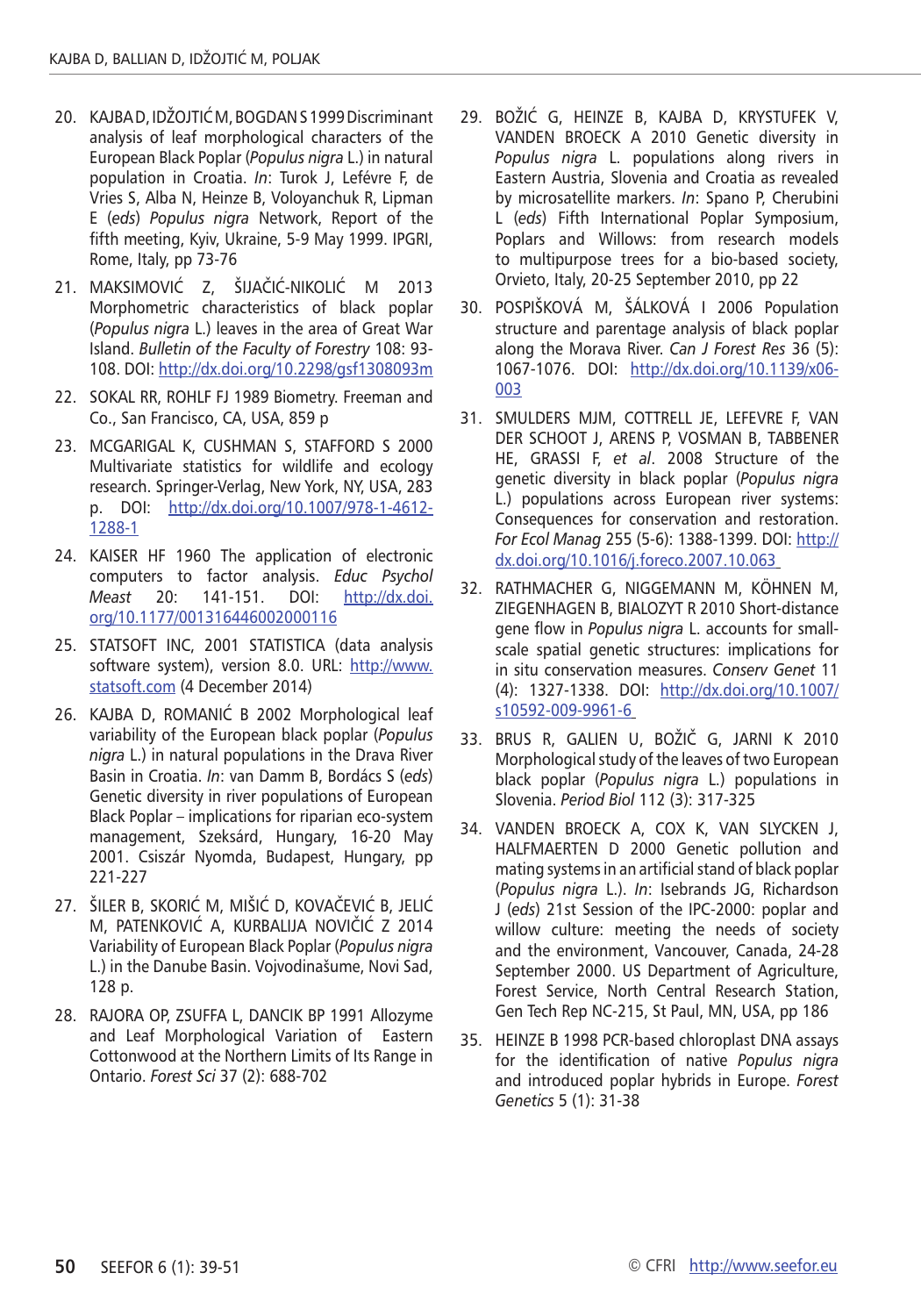20. KAJBA D, IDŽOJTIĆ M, BOGDAN S 1999 Discriminant analysis of leaf morphological characters of the European Black Poplar (*Populus nigra* L.) in natural population in Croatia. *In*: Turok J, Lefévre F, de Vries S, Alba N, Heinze B, Voloyanchuk R, Lipman E (*eds*) *Populus nigra* Network, Report of the fifth meeting, Kyiv, Ukraine, 5-9 May 1999. IPGRI, Rome, Italy, pp 73-76

21. MAKSIMOVIĆ Z, ŠIJAČIĆ-NIKOLIĆ M 2013 Morphometric characteristics of black poplar (*Populus nigra* L.) leaves in the area of Great War Island. *Bulletin of the Faculty of Forestry* 108: 93-108. DOI: http://dx.doi.org/10.2298/gsf1308093m

22. SOKAL RR, ROHLF FJ 1989 Biometry. Freeman and Co., San Francisco, CA, USA, 859 p

23. MCGARIGAL K, CUSHMAN S, STAFFORD S 2000 Multivariate statistics for wildlife and ecology research. Springer-Verlag, New York, NY, USA, 283 p. DOI: http://dx.doi.org/10.1007/978-1-4612-1288-1

24. KAISER HF 1960 The application of electronic computers to factor analysis. *Educ Psychol Meast* 20: 141-151. DOI: http://dx.doi.org/10.1177/001316446002000116

25. STATSOFT INC, 2001 STATISTICA (data analysis software system), version 8.0. URL: http://www.statsoft.com (4 December 2014)

26. KAJBA D, ROMANIĆ B 2002 Morphological leaf variability of the European black poplar (*Populus nigra* L.) in natural populations in the Drava River Basin in Croatia. *In*: van Damm B, Bordács S (*eds*) Genetic diversity in river populations of European Black Poplar – implications for riparian eco-system management, Szeksárd, Hungary, 16-20 May 2001. Csiszár Nyomda, Budapest, Hungary, pp 221-227

27. ŠILER B, SKORIĆ M, MIŠIĆ D, KOVAČEVIĆ B, JELIĆ M, PATENKOVIĆ A, KURBALIJA NOVIČIĆ Z 2014 Variability of European Black Poplar (*Populus nigra* L.) in the Danube Basin. Vojvodinašume, Novi Sad, 128 p.

28. RAJORA OP, ZSUFFA L, DANCIK BP 1991 Allozyme and Leaf Morphological Variation of Eastern Cottonwood at the Northern Limits of Its Range in Ontario. *Forest Sci* 37 (2): 688-702

29. BOŽIĆ G, HEINZE B, KAJBA D, KRYSTUFEK V, VANDEN BROECK A 2010 Genetic diversity in *Populus nigra* L. populations along rivers in Eastern Austria, Slovenia and Croatia as revealed by microsatellite markers. *In*: Spano P, Cherubini L (*eds*) Fifth International Poplar Symposium, Poplars and Willows: from research models to multipurpose trees for a bio-based society, Orvieto, Italy, 20-25 September 2010, pp 22

30. POSPIŠKOVÁ M, ŠÁLKOVÁ I 2006 Population structure and parentage analysis of black poplar along the Morava River. *Can J Forest Res* 36 (5): 1067-1076. DOI: http://dx.doi.org/10.1139/x06-003

31. SMULDERS MJM, COTTRELL JE, LEFEVRE F, VAN DER SCHOOT J, ARENS P, VOSMAN B, TABBENER HE, GRASSI F, *et al*. 2008 Structure of the genetic diversity in black poplar (*Populus nigra* L.) populations across European river systems: Consequences for conservation and restoration. *For Ecol Manag* 255 (5-6): 1388-1399. DOI: http://dx.doi.org/10.1016/j.foreco.2007.10.063

32. RATHMACHER G, NIGGEMANN M, KÖHNEN M, ZIEGENHAGEN B, BIALOZYT R 2010 Short-distance gene flow in *Populus nigra* L. accounts for small-scale spatial genetic structures: implications for in situ conservation measures. *Conserv Genet* 11 (4): 1327-1338. DOI: http://dx.doi.org/10.1007/s10592-009-9961-6

33. BRUS R, GALIEN U, BOŽIČ G, JARNI K 2010 Morphological study of the leaves of two European black poplar (*Populus nigra* L.) populations in Slovenia. *Period Biol* 112 (3): 317-325

34. VANDEN BROECK A, COX K, VAN SLYCKEN J, HALFMAERTEN D 2000 Genetic pollution and mating systems in an artificial stand of black poplar (*Populus nigra* L.). *In*: Isebrands JG, Richardson J (*eds*) 21st Session of the IPC-2000: poplar and willow culture: meeting the needs of society and the environment, Vancouver, Canada, 24-28 September 2000. US Department of Agriculture, Forest Service, North Central Research Station, Gen Tech Rep NC-215, St Paul, MN, USA, pp 186

35. HEINZE B 1998 PCR-based chloroplast DNA assays for the identification of native *Populus nigra* and introduced poplar hybrids in Europe. *Forest Genetics* 5 (1): 31-38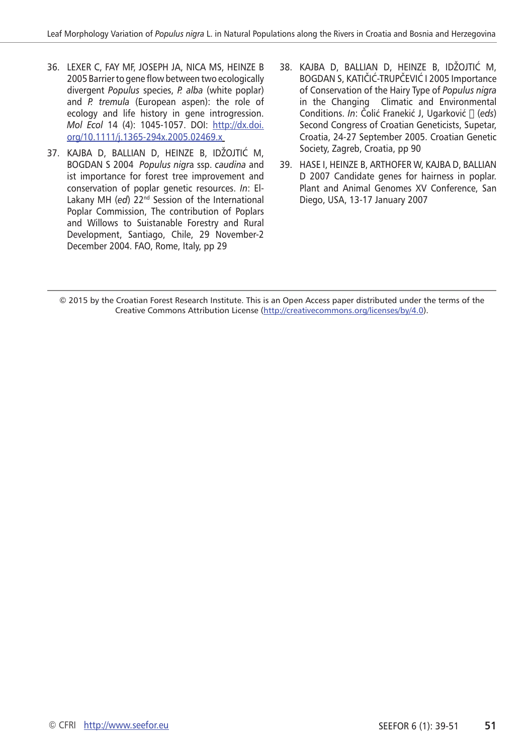36. LEXER C, FAY MF, JOSEPH JA, NICA MS, HEINZE B 2005 Barrier to gene flow between two ecologically divergent *Populus* species, *P. alba* (white poplar) and *P. tremula* (European aspen): the role of ecology and life history in gene introgression. *Mol Ecol* 14 (4): 1045-1057. DOI: http://dx.doi.org/10.1111/j.1365-294x.2005.02469.x

37. KAJBA D, BALLIAN D, HEINZE B, IDŽOJTIĆ M, BOGDAN S 2004 *Populus nigra* ssp. *caudina* and ist importance for forest tree improvement and conservation of poplar genetic resources. *In*: El-Lakany MH (*ed*) 22nd Session of the International Poplar Commission, The contribution of Poplars and Willows to Suistanable Forestry and Rural Development, Santiago, Chile, 29 November-2 December 2004. FAO, Rome, Italy, pp 29

38. KAJBA D, BALLIAN D, HEINZE B, IDŽOJTIĆ M, BOGDAN S, KATIČIĆ-TRUPČEVIĆ I 2005 Importance of Conservation of the Hairy Type of *Populus nigra* in the Changing Climatic and Environmental Conditions. *In*: Čolić Franekić J, Ugarković  (*eds*) Second Congress of Croatian Geneticists, Supetar, Croatia, 24-27 September 2005. Croatian Genetic Society, Zagreb, Croatia, pp 90

39. HASE I, HEINZE B, ARTHOFER W, KAJBA D, BALLIAN D 2007 Candidate genes for hairness in poplar. Plant and Animal Genomes XV Conference, San Diego, USA, 13-17 January 2007

© 2015 by the Croatian Forest Research Institute. This is an Open Access paper distributed under the terms of the Creative Commons Attribution License (http://creativecommons.org/licenses/by/4.0).